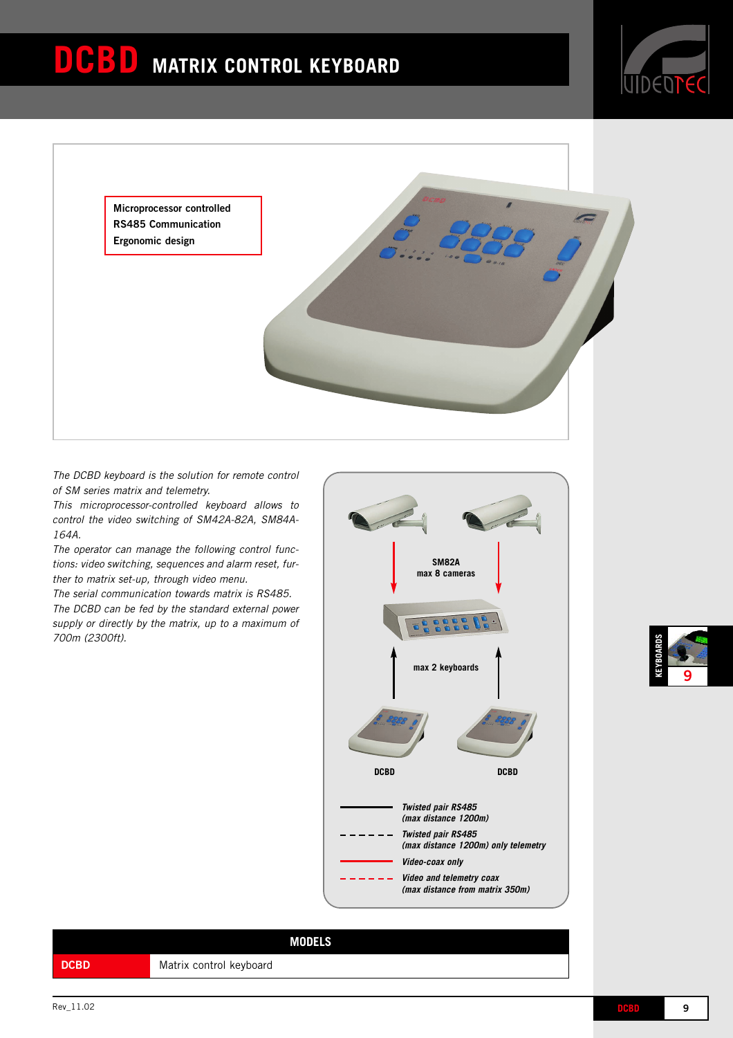# DCBD MATRIX CONTROL KEYBOARD

**Microprocessor controlled**
**RS485 Communication**
**Ergonomic design**

*The DCBD keyboard is the solution for remote control of SM series matrix and telemetry.*
*This microprocessor-controlled keyboard allows to control the video switching of SM42A-82A, SM84A-164A.*
*The operator can manage the following control functions: video switching, sequences and alarm reset, further to matrix set-up, through video menu.*
*The serial communication towards matrix is RS485.*
*The DCBD can be fed by the standard external power supply or directly by the matrix, up to a maximum of 700m (2300ft).*

**SM82A**
**max 8 cameras**

**max 2 keyboards**

**DCBD** **DCBD**

- Solid black line: ***Twisted pair RS485 (max distance 1200m)***
- Dashed black line: ***Twisted pair RS485 (max distance 1200m) only telemetry***
- Solid red line: ***Video-coax only***
- Dashed red line: ***Video and telemetry coax (max distance from matrix 350m)***

| MODELS | |
|---|---|
| **DCBD** | Matrix control keyboard |

Rev_11.02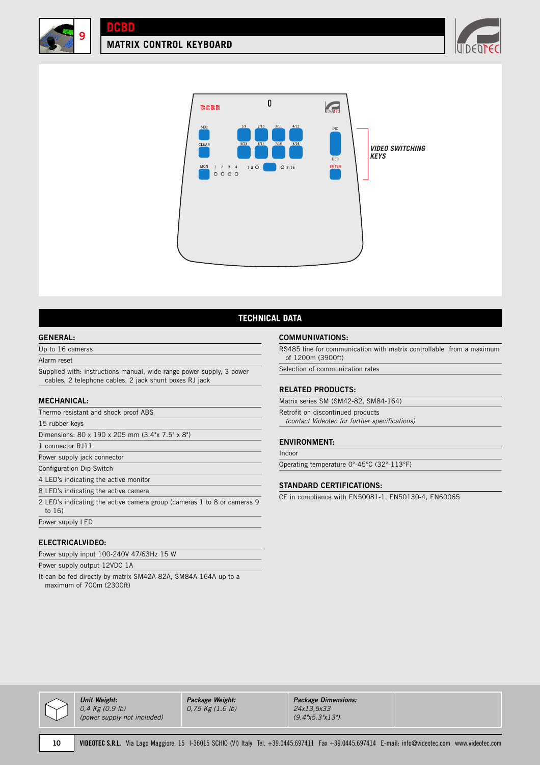# DCBD

## MATRIX CONTROL KEYBOARD

DCBD

SEQ

CLEAR

MON 1 2 3 4

1/9 2/10 3/11 4/12

5/13 6/14 7/15 8/16

1-8 9-16

INC

DEC

ENTER

*VIDEO SWITCHING KEYS*

## TECHNICAL DATA

### GENERAL:

- Up to 16 cameras
- Alarm reset
- Supplied with: instructions manual, wide range power supply, 3 power cables, 2 telephone cables, 2 jack shunt boxes RJ jack

### MECHANICAL:

- Thermo resistant and shock proof ABS
- 15 rubber keys
- Dimensions: 80 x 190 x 205 mm (3.4"x 7.5" x 8")
- 1 connector RJ11
- Power supply jack connector
- Configuration Dip-Switch
- 4 LED's indicating the active monitor
- 8 LED's indicating the active camera
- 2 LED's indicating the active camera group (cameras 1 to 8 or cameras 9 to 16)
- Power supply LED

### ELECTRICALVIDEO:

- Power supply input 100-240V 47/63Hz 15 W
- Power supply output 12VDC 1A
- It can be fed directly by matrix SM42A-82A, SM84A-164A up to a maximum of 700m (2300ft)

### COMMUNIVATIONS:

- RS485 line for communication with matrix controllable from a maximum of 1200m (3900ft)
- Selection of communication rates

### RELATED PRODUCTS:

- Matrix series SM (SM42-82, SM84-164)
- Retrofit on discontinued products *(contact Videotec for further specifications)*

### ENVIRONMENT:

- Indoor
- Operating temperature 0°-45°C (32°-113°F)

### STANDARD CERTIFICATIONS:

- CE in compliance with EN50081-1, EN50130-4, EN60065

| Unit Weight: | Package Weight: | Package Dimensions: |
|---|---|---|
| *0,4 Kg (0.9 lb)* *(power supply not included)* | *0,75 Kg (1.6 lb)* | *24x13,5x33* *(9.4"x5.3"x13")* |